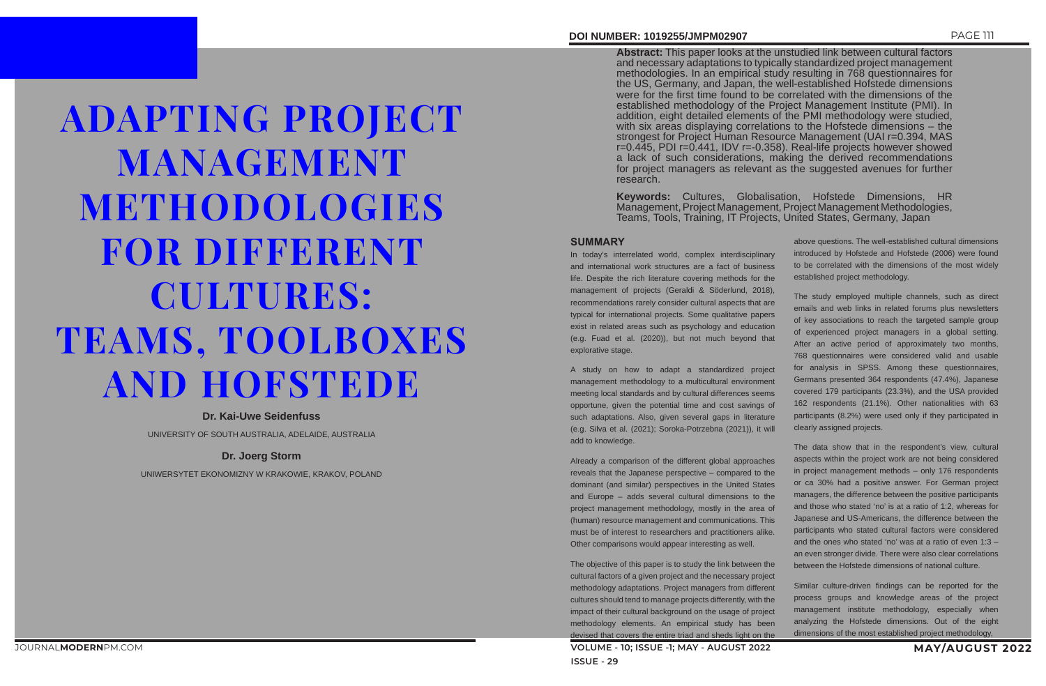# ADAPTING PROJECT MANAGEMENT METHODOLOGIES FOR DIFFERENT CULTURES: TEAMS, TOOLBOXES AND HOFSTEDE

**Dr. Kai-Uwe Seidenfuss**

UNIVERSITY OF SOUTH AUSTRALIA, ADELAIDE, AUSTRALIA

**Dr. Joerg Storm**

UNIWERSYTET EKONOMIZNY W KRAKOWIE, KRAKOV, POLAND

**DOI NUMBER: 1019255/JMPM02907**

**Abstract:** This paper looks at the unstudied link between cultural factors and necessary adaptations to typically standardized project management methodologies. In an empirical study resulting in 768 questionnaires for the US, Germany, and Japan, the well-established Hofstede dimensions were for the first time found to be correlated with the dimensions of the established methodology of the Project Management Institute (PMI). In addition, eight detailed elements of the PMI methodology were studied, with six areas displaying correlations to the Hofstede dimensions – the strongest for Project Human Resource Management (UAI r=0.394, MAS r=0.445, PDI r=0.441, IDV r=-0.358). Real-life projects however showed a lack of such considerations, making the derived recommendations for project managers as relevant as the suggested avenues for further research.

**Keywords:** Cultures, Globalisation, Hofstede Dimensions, HR Management, Project Management, Project Management Methodologies, Teams, Tools, Training, IT Projects, United States, Germany, Japan

## SUMMARY

In today's interrelated world, complex interdisciplinary and international work structures are a fact of business life. Despite the rich literature covering methods for the management of projects (Geraldi & Söderlund, 2018), recommendations rarely consider cultural aspects that are typical for international projects. Some qualitative papers exist in related areas such as psychology and education (e.g. Fuad et al. (2020)), but not much beyond that explorative stage.

A study on how to adapt a standardized project management methodology to a multicultural environment meeting local standards and by cultural differences seems opportune, given the potential time and cost savings of such adaptations. Also, given several gaps in literature (e.g. Silva et al. (2021); Soroka-Potrzebna (2021)), it will add to knowledge.

Already a comparison of the different global approaches reveals that the Japanese perspective – compared to the dominant (and similar) perspectives in the United States and Europe – adds several cultural dimensions to the project management methodology, mostly in the area of (human) resource management and communications. This must be of interest to researchers and practitioners alike. Other comparisons would appear interesting as well.

The objective of this paper is to study the link between the cultural factors of a given project and the necessary project methodology adaptations. Project managers from different cultures should tend to manage projects differently, with the impact of their cultural background on the usage of project methodology elements. An empirical study has been devised that covers the entire triad and sheds light on the above questions. The well-established cultural dimensions introduced by Hofstede and Hofstede (2006) were found to be correlated with the dimensions of the most widely established project methodology.

The study employed multiple channels, such as direct emails and web links in related forums plus newsletters of key associations to reach the targeted sample group of experienced project managers in a global setting. After an active period of approximately two months, 768 questionnaires were considered valid and usable for analysis in SPSS. Among these questionnaires, Germans presented 364 respondents (47.4%), Japanese covered 179 participants (23.3%), and the USA provided 162 respondents (21.1%). Other nationalities with 63 participants (8.2%) were used only if they participated in clearly assigned projects.

The data show that in the respondent's view, cultural aspects within the project work are not being considered in project management methods – only 176 respondents or ca 30% had a positive answer. For German project managers, the difference between the positive participants and those who stated 'no' is at a ratio of 1:2, whereas for Japanese and US-Americans, the difference between the participants who stated cultural factors were considered and the ones who stated 'no' was at a ratio of even 1:3 – an even stronger divide. There were also clear correlations between the Hofstede dimensions of national culture.

Similar culture-driven findings can be reported for the process groups and knowledge areas of the project management institute methodology, especially when analyzing the Hofstede dimensions. Out of the eight dimensions of the most established project methodology,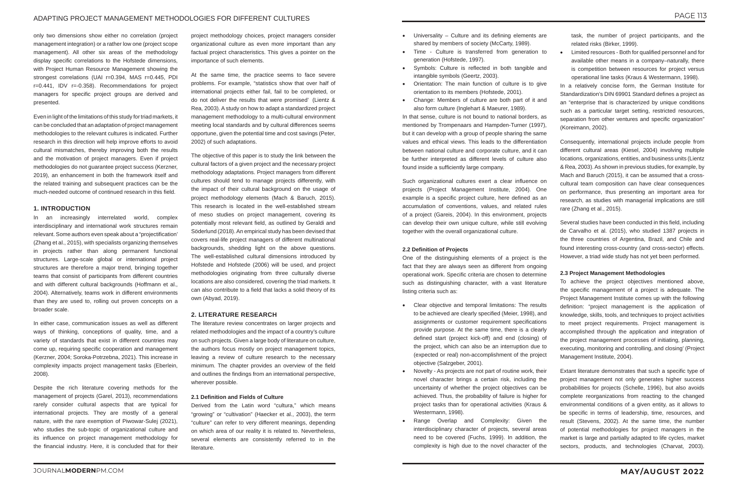only two dimensions show either no correlation (project management integration) or a rather low one (project scope management). All other six areas of the methodology display specific correlations to the Hofstede dimensions, with Project Human Resource Management showing the strongest correlations (UAI r=0.394, MAS r=0.445, PDI r=0.441, IDV r=-0.358). Recommendations for project managers for specific project groups are derived and presented.

Even in light of the limitations of this study for triad markets, it can be concluded that an adaptation of project management methodologies to the relevant cultures is indicated. Further research in this direction will help improve efforts to avoid cultural mismatches, thereby improving both the results and the motivation of project managers. Even if project methodologies do not guarantee project success (Kerzner, 2019), an enhancement in both the framework itself and the related training and subsequent practices can be the much-needed outcome of continued research in this field.

## 1. INTRODUCTION

In an increasingly interrelated world, complex interdisciplinary and international work structures remain relevant. Some authors even speak about a "projectification' (Zhang et al., 2015), with specialists organizing themselves in projects rather than along permanent functional structures. Large-scale global or international project structures are therefore a major trend, bringing together teams that consist of participants from different countries and with different cultural backgrounds (Hoffmann et al., 2004). Alternatively, teams work in different environments than they are used to, rolling out proven concepts on a broader scale.

In either case, communication issues as well as different ways of thinking, conceptions of quality, time, and a variety of standards that exist in different countries may come up, requiring specific cooperation and management (Kerzner, 2004; Soroka-Potrzebna, 2021). This increase in complexity impacts project management tasks (Eberlein, 2008).

Despite the rich literature covering methods for the management of projects (Garel, 2013), recommendations rarely consider cultural aspects that are typical for international projects. They are mostly of a general nature, with the rare exemption of Piwowar-Sulej (2021), who studies the sub-topic of organizational culture and its influence on project management methodology for the financial industry. Here, it is concluded that for their project methodology choices, project managers consider organizational culture as even more important than any factual project characteristics. This gives a pointer on the importance of such elements.

At the same time, the practice seems to face severe problems. For example, "statistics show that over half of international projects either fail, fail to be completed, or do not deliver the results that were promised' (Lientz & Rea, 2003). A study on how to adapt a standardized project management methodology to a multi-cultural environment meeting local standards and by cultural differences seems opportune, given the potential time and cost savings (Peter, 2002) of such adaptations.

The objective of this paper is to study the link between the cultural factors of a given project and the necessary project methodology adaptations. Project managers from different cultures should tend to manage projects differently, with the impact of their cultural background on the usage of project methodology elements (Mach & Baruch, 2015). This research is located in the well-established stream of meso studies on project management, covering its potentially most relevant field, as outlined by Geraldi and Söderlund (2018). An empirical study has been devised that covers real-life project managers of different multinational backgrounds, shedding light on the above questions. The well-established cultural dimensions introduced by Hofstede and Hofstede (2006) will be used, and project methodologies originating from three culturally diverse locations are also considered, covering the triad markets. It can also contribute to a field that lacks a solid theory of its own (Abyad, 2019).

## 2. LITERATURE RESEARCH

The literature review concentrates on larger projects and related methodologies and the impact of a country's culture on such projects. Given a large body of literature on culture, the authors focus mostly on project management topics, leaving a review of culture research to the necessary minimum. The chapter provides an overview of the field and outlines the findings from an international perspective, wherever possible.

### 2.1 Definition and Fields of Culture

Derived from the Latin word "cultura," which means "growing" or "cultivation" (Haecker et al., 2003), the term "culture" can refer to very different meanings, depending on which area of our reality it is related to. Nevertheless, several elements are consistently referred to in the literature.

- Universality – Culture and its defining elements are shared by members of society (McCarty, 1989).
- Time - Culture is transferred from generation to generation (Hofstede, 1997).
- Symbols: Culture is reflected in both tangible and intangible symbols (Geertz, 2003).
- Orientation: The main function of culture is to give orientation to its members (Hofstede, 2001).
- Change: Members of culture are both part of it and also form culture (Inglehart & Maeurer, 1989).

In that sense, culture is not bound to national borders, as mentioned by Trompenaars and Hampden-Turner (1997), but it can develop with a group of people sharing the same values and ethical views. This leads to the differentiation between national culture and corporate culture, and it can be further interpreted as different levels of culture also found inside a sufficiently large company.

Such organizational cultures exert a clear influence on projects (Project Management Institute, 2004). One example is a specific project culture, here defined as an accumulation of conventions, values, and related rules of a project (Gareis, 2004). In this environment, projects can develop their own unique culture, while still evolving together with the overall organizational culture.

### 2.2 Definition of Projects

One of the distinguishing elements of a project is the fact that they are always seen as different from ongoing operational work. Specific criteria are chosen to determine such as distinguishing character, with a vast literature listing criteria such as:

- Clear objective and temporal limitations: The results to be achieved are clearly specified (Meier, 1998), and assignments or customer requirement specifications provide purpose. At the same time, there is a clearly defined start (project kick-off) and end (closing) of the project, which can also be an interruption due to (expected or real) non-accomplishment of the project objective (Salzgeber, 2001).
- Novelty - As projects are not part of routine work, their novel character brings a certain risk, including the uncertainty of whether the project objectives can be achieved. Thus, the probability of failure is higher for project tasks than for operational activities (Kraus & Westermann, 1998).
- Range Overlap and Complexity: Given the interdisciplinary character of projects, several areas need to be covered (Fuchs, 1999). In addition, the complexity is high due to the novel character of the task, the number of project participants, and the related risks (Birker, 1999).
- Limited resources - Both for qualified personnel and for available other means in a company–naturally, there is competition between resources for project versus operational line tasks (Kraus & Westermann, 1998).

In a relatively concise form, the German Institute for Standardization's DIN 69901 Standard defines a project as an "enterprise that is characterized by unique conditions such as a particular target setting, restricted resources, separation from other ventures and specific organization" (Koreimann, 2002).

Consequently, international projects include people from different cultural areas (Kiesel, 2004) involving multiple locations, organizations, entities, and business units (Lientz & Rea, 2003). As shown in previous studies, for example, by Mach and Baruch (2015), it can be assumed that a cross-cultural team composition can have clear consequences on performance, thus presenting an important area for research, as studies with managerial implications are still rare (Zhang et al., 2015).

Several studies have been conducted in this field, including de Carvalho et al. (2015), who studied 1387 projects in the three countries of Argentina, Brazil, and Chile and found interesting cross-country (and cross-sector) effects. However, a triad wide study has not yet been performed.

### 2.3 Project Management Methodologies

To achieve the project objectives mentioned above, the specific management of a project is adequate. The Project Management Institute comes up with the following definition: "project management is the application of knowledge, skills, tools, and techniques to project activities to meet project requirements. Project management is accomplished through the application and integration of the project management processes of initiating, planning, executing, monitoring and controlling, and closing' (Project Management Institute, 2004).

Extant literature demonstrates that such a specific type of project management not only generates higher success probabilities for projects (Schelle, 1996), but also avoids complete reorganizations from reacting to the changed environmental conditions of a given entity, as it allows to be specific in terms of leadership, time, resources, and result (Stevens, 2002). At the same time, the number of potential methodologies for project managers in the market is large and partially adapted to life cycles, market sectors, products, and technologies (Charvat, 2003).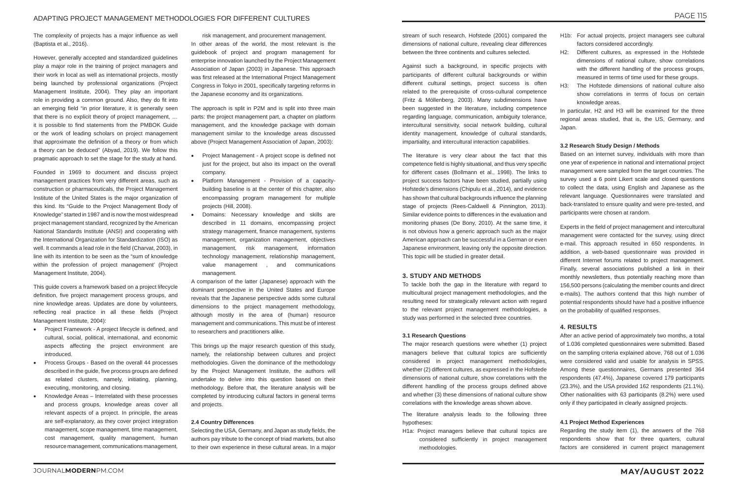The complexity of projects has a major influence as well (Baptista et al., 2016).

However, generally accepted and standardized guidelines play a major role in the training of project managers and their work in local as well as international projects, mostly being launched by professional organizations (Project Management Institute, 2004). They play an important role in providing a common ground. Also, they do fit into an emerging field "in prior literature, it is generally seen that there is no explicit theory of project management, … it is possible to find statements from the PMBOK Guide or the work of leading scholars on project management that approximate the definition of a theory or from which a theory can be deduced" (Abyad, 2019). We follow this pragmatic approach to set the stage for the study at hand.

Founded in 1969 to document and discuss project management practices from very different areas, such as construction or pharmaceuticals, the Project Management Institute of the United States is the major organization of this kind. Its "Guide to the Project Management Body of Knowledge" started in 1987 and is now the most widespread project management standard, recognized by the American National Standards Institute (ANSI) and cooperating with the International Organization for Standardization (ISO) as well. It commands a lead role in the field (Charvat, 2003), in line with its intention to be seen as the "sum of knowledge within the profession of project management' (Project Management Institute, 2004).

This guide covers a framework based on a project lifecycle definition, five project management process groups, and nine knowledge areas. Updates are done by volunteers, reflecting real practice in all these fields (Project Management Institute, 2004):

- Project Framework - A project lifecycle is defined, and cultural, social, political, international, and economic aspects affecting the project environment are introduced.
- Process Groups - Based on the overall 44 processes described in the guide, five process groups are defined as related clusters, namely, initiating, planning, executing, monitoring, and closing.
- Knowledge Areas – Interrelated with these processes and process groups, knowledge areas cover all relevant aspects of a project. In principle, the areas are self-explanatory, as they cover project integration management, scope management, time management, cost management, quality management, human resource management, communications management, risk management, and procurement management.

In other areas of the world, the most relevant is the guidebook of project and program management for enterprise innovation launched by the Project Management Association of Japan (2003) in Japanese. This approach was first released at the International Project Management Congress in Tokyo in 2001, specifically targeting reforms in the Japanese economy and its organizations.

The approach is split in P2M and is split into three main parts: the project management part, a chapter on platform management, and the knowledge package with domain management similar to the knowledge areas discussed above (Project Management Association of Japan, 2003):

- Project Management - A project scope is defined not just for the project, but also its impact on the overall company.
- Platform Management - Provision of a capacity-building baseline is at the center of this chapter, also encompassing program management for multiple projects (Hill, 2008).
- Domains: Necessary knowledge and skills are described in 11 domains, encompassing project strategy management, finance management, systems management, organization management, objectives management, risk management, information technology management, relationship management, value management , and communications management.

A comparison of the latter (Japanese) approach with the dominant perspective in the United States and Europe reveals that the Japanese perspective adds some cultural dimensions to the project management methodology, although mostly in the area of (human) resource management and communications. This must be of interest to researchers and practitioners alike.

This brings up the major research question of this study, namely, the relationship between cultures and project methodologies. Given the dominance of the methodology by the Project Management Institute, the authors will undertake to delve into this question based on their methodology. Before that, the literature analysis will be completed by introducing cultural factors in general terms and projects.

### 2.4 Country Differences

Selecting the USA, Germany, and Japan as study fields, the authors pay tribute to the concept of triad markets, but also to their own experience in these cultural areas. In a major stream of such research, Hofstede (2001) compared the dimensions of national culture, revealing clear differences between the three continents and cultures selected.

Against such a background, in specific projects with participants of different cultural backgrounds or within different cultural settings, project success is often related to the prerequisite of cross-cultural competence (Fritz & Möllenberg, 2003). Many subdimensions have been suggested in the literature, including competence regarding language, communication, ambiguity tolerance, intercultural sensitivity, social network building, cultural identity management, knowledge of cultural standards, impartiality, and intercultural interaction capabilities.

The literature is very clear about the fact that this competence field is highly situational, and thus very specific for different cases (Bollmann et al., 1998). The links to project success factors have been studied, partially using Hofstede's dimensions (Chipulu et al., 2014), and evidence has shown that cultural backgrounds influence the planning stage of projects (Rees-Caldwell & Pinnington, 2013). Similar evidence points to differences in the evaluation and monitoring phases (De Bony, 2010). At the same time, it is not obvious how a generic approach such as the major American approach can be successful in a German or even Japanese environment, leaving only the opposite direction. This topic will be studied in greater detail.

## 3. STUDY AND METHODS

To tackle both the gap in the literature with regard to multicultural project management methodologies, and the resulting need for strategically relevant action with regard to the relevant project management methodologies, a study was performed in the selected three countries.

### 3.1 Research Questions

The major research questions were whether (1) project managers believe that cultural topics are sufficiently considered in project management methodologies, whether (2) different cultures, as expressed in the Hofstede dimensions of national culture, show correlations with the different handling of the process groups defined above and whether (3) these dimensions of national culture show correlations with the knowledge areas shown above.

The literature analysis leads to the following three hypotheses:

- H1a: Project managers believe that cultural topics are considered sufficiently in project management methodologies.
- H1b: For actual projects, project managers see cultural factors considered accordingly.
- H2: Different cultures, as expressed in the Hofstede dimensions of national culture, show correlations with the different handling of the process groups, measured in terms of time used for these groups.
- H3: The Hofstede dimensions of national culture also show correlations in terms of focus on certain knowledge areas.

In particular, H2 and H3 will be examined for the three regional areas studied, that is, the US, Germany, and Japan.

### 3.2 Research Study Design / Methods

Based on an internet survey, individuals with more than one year of experience in national and international project management were sampled from the target countries. The survey used a 6 point Likert scale and closed questions to collect the data, using English and Japanese as the relevant language. Questionnaires were translated and back-translated to ensure quality and were pre-tested, and participants were chosen at random.

Experts in the field of project management and intercultural management were contacted for the survey, using direct e-mail. This approach resulted in 650 respondents. In addition, a web-based questionnaire was provided in different Internet forums related to project management. Finally, several associations published a link in their monthly newsletters, thus potentially reaching more than 156,500 persons (calculating the member counts and direct e-mails). The authors contend that this high number of potential respondents should have had a positive influence on the probability of qualified responses.

## 4. RESULTS

After an active period of approximately two months, a total of 1.036 completed questionnaires were submitted. Based on the sampling criteria explained above, 768 out of 1.036 were considered valid and usable for analysis in SPSS. Among these questionnaires, Germans presented 364 respondents (47.4%), Japanese covered 179 participants (23.3%), and the USA provided 162 respondents (21.1%). Other nationalities with 63 participants (8.2%) were used only if they participated in clearly assigned projects.

### 4.1 Project Method Experiences

Regarding the study item (1), the answers of the 768 respondents show that for three quarters, cultural factors are considered in current project management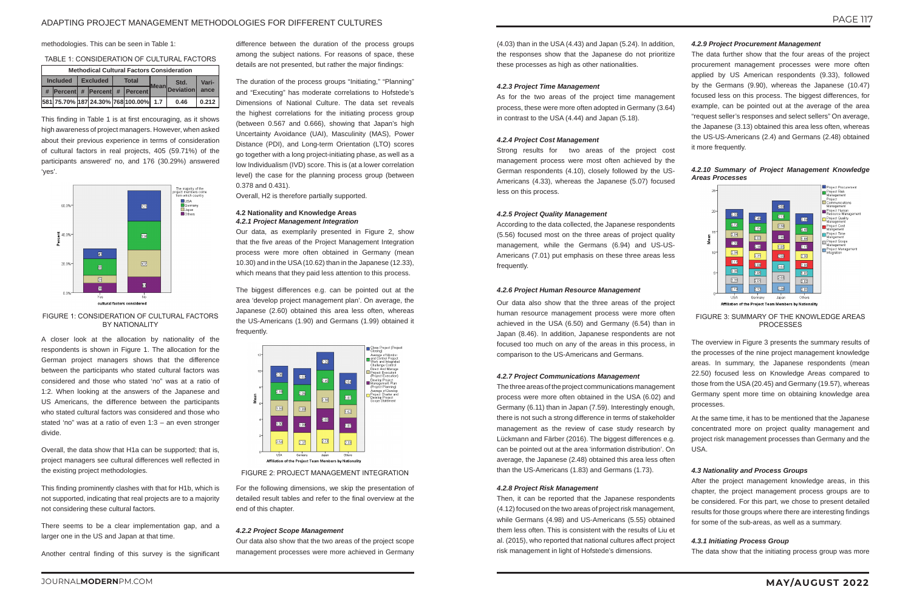methodologies. This can be seen in Table 1:

TABLE 1: CONSIDERATION OF CULTURAL FACTORS

| Methodical Cultural Factors Consideration | | | | | | | | |
|---|---|---|---|---|---|---|---|---|
| Included | | Excluded | | Total | | Mean | Std. Deviation | Vari-ance |
| # | Percent | # | Percent | # | Percent | | | |
| 581 | 75.70% | 187 | 24.30% | 768 | 100.00% | 1.7 | 0.46 | 0.212 |

This finding in Table 1 is at first encouraging, as it shows high awareness of project managers. However, when asked about their previous experience in terms of consideration of cultural factors in real projects, 405 (59.71%) of the participants answered' no, and 176 (30.29%) answered 'yes'.

FIGURE 1: CONSIDERATION OF CULTURAL FACTORS BY NATIONALITY

A closer look at the allocation by nationality of the respondents is shown in Figure 1. The allocation for the German project managers shows that the difference between the participants who stated cultural factors was considered and those who stated 'no" was at a ratio of 1:2. When looking at the answers of the Japanese and US Americans, the difference between the participants who stated cultural factors was considered and those who stated 'no" was at a ratio of even 1:3 – an even stronger divide.

Overall, the data show that H1a can be supported; that is, project managers see cultural differences well reflected in the existing project methodologies.

This finding prominently clashes with that for H1b, which is not supported, indicating that real projects are to a majority not considering these cultural factors.

There seems to be a clear implementation gap, and a larger one in the US and Japan at that time.

Another central finding of this survey is the significant difference between the duration of the process groups among the subject nations. For reasons of space, these details are not presented, but rather the major findings:

The duration of the process groups "Initiating," "Planning" and "Executing" has moderate correlations to Hofstede's Dimensions of National Culture. The data set reveals the highest correlations for the initiating process group (between 0.567 and 0.666), showing that Japan's high Uncertainty Avoidance (UAI), Masculinity (MAS), Power Distance (PDI), and Long-term Orientation (LTO) scores go together with a long project-initiating phase, as well as a low Individualism (IVD) score. This is (at a lower correlation level) the case for the planning process group (between 0.378 and 0.431).

Overall, H2 is therefore partially supported.

### 4.2 Nationality and Knowledge Areas

#### *4.2.1 Project Management Integration*

Our data, as exemplarily presented in Figure 2, show that the five areas of the Project Management Integration process were more often obtained in Germany (mean 10.30) and in the USA (10.62) than in the Japanese (12.33), which means that they paid less attention to this process.

The biggest differences e.g. can be pointed out at the area 'develop project management plan'. On average, the Japanese (2.60) obtained this area less often, whereas the US-Americans (1.90) and Germans (1.99) obtained it frequently.

FIGURE 2: PROJECT MANAGEMENT INTEGRATION

For the following dimensions, we skip the presentation of detailed result tables and refer to the final overview at the end of this chapter.

#### *4.2.2 Project Scope Management*

Our data also show that the two areas of the project scope management processes were more achieved in Germany (4.03) than in the USA (4.43) and Japan (5.24). In addition, the responses show that the Japanese do not prioritize these processes as high as other nationalities.

#### *4.2.3 Project Time Management*

As for the two areas of the project time management process, these were more often adopted in Germany (3.64) in contrast to the USA (4.44) and Japan (5.18).

#### *4.2.4 Project Cost Management*

Strong results for two areas of the project cost management process were most often achieved by the German respondents (4.10), closely followed by the US-Americans (4.33), whereas the Japanese (5.07) focused less on this process.

#### *4.2.5 Project Quality Management*

According to the data collected, the Japanese respondents (5.56) focused most on the three areas of project quality management, while the Germans (6.94) and US-US-Americans (7.01) put emphasis on these three areas less frequently.

#### *4.2.6 Project Human Resource Management*

Our data also show that the three areas of the project human resource management process were more often achieved in the USA (6.50) and Germany (6.54) than in Japan (8.46). In addition, Japanese respondents are not focused too much on any of the areas in this process, in comparison to the US-Americans and Germans.

#### *4.2.7 Project Communications Management*

The three areas of the project communications management process were more often obtained in the USA (6.02) and Germany (6.11) than in Japan (7.59). Interestingly enough, there is not such a strong difference in terms of stakeholder management as the review of case study research by Lückmann and Färber (2016). The biggest differences e.g. can be pointed out at the area 'information distribution'. On average, the Japanese (2.48) obtained this area less often than the US-Americans (1.83) and Germans (1.73).

#### *4.2.8 Project Risk Management*

Then, it can be reported that the Japanese respondents (4.12) focused on the two areas of project risk management, while Germans (4.98) and US-Americans (5.55) obtained them less often. This is consistent with the results of Liu et al. (2015), who reported that national cultures affect project risk management in light of Hofstede's dimensions.

#### *4.2.9 Project Procurement Management*

The data further show that the four areas of the project procurement management processes were more often applied by US American respondents (9.33), followed by the Germans (9.90), whereas the Japanese (10.47) focused less on this process. The biggest differences, for example, can be pointed out at the average of the area "request seller's responses and select sellers" On average, the Japanese (3.13) obtained this area less often, whereas the US-US-Americans (2.4) and Germans (2.48) obtained it more frequently.

#### *4.2.10 Summary of Project Management Knowledge Areas Processes*

FIGURE 3: SUMMARY OF THE KNOWLEDGE AREAS PROCESSES

The overview in Figure 3 presents the summary results of the processes of the nine project management knowledge areas. In summary, the Japanese respondents (mean 22.50) focused less on Knowledge Areas compared to those from the USA (20.45) and Germany (19.57), whereas Germany spent more time on obtaining knowledge area processes.

At the same time, it has to be mentioned that the Japanese concentrated more on project quality management and project risk management processes than Germany and the USA.

### 4.3 Nationality and Process Groups

After the project management knowledge areas, in this chapter, the project management process groups are to be considered. For this part, we chose to present detailed results for those groups where there are interesting findings for some of the sub-areas, as well as a summary.

#### *4.3.1 Initiating Process Group*

The data show that the initiating process group was more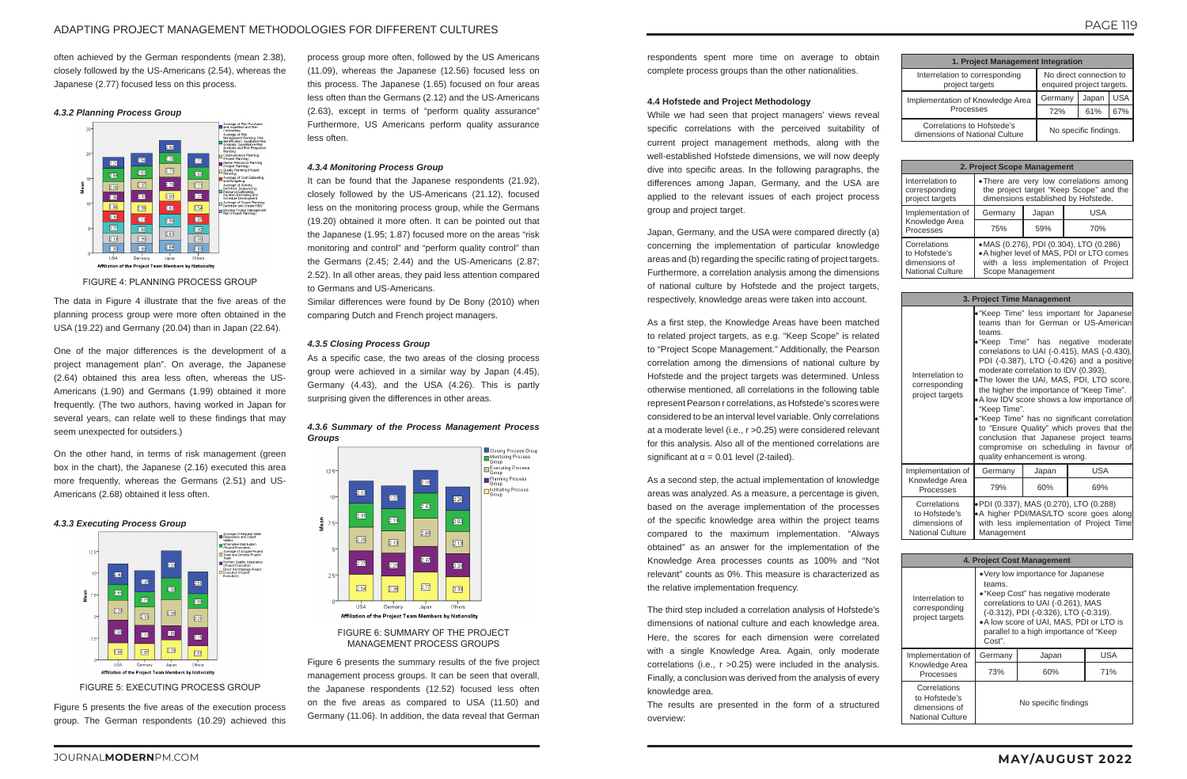often achieved by the German respondents (mean 2.38), closely followed by the US-Americans (2.54), whereas the Japanese (2.77) focused less on this process.

#### 4.3.2 Planning Process Group

FIGURE 4: PLANNING PROCESS GROUP

The data in Figure 4 illustrate that the five areas of the planning process group were more often obtained in the USA (19.22) and Germany (20.04) than in Japan (22.64).

One of the major differences is the development of a project management plan". On average, the Japanese (2.64) obtained this area less often, whereas the US-Americans (1.90) and Germans (1.99) obtained it more frequently. (The two authors, having worked in Japan for several years, can relate well to these findings that may seem unexpected for outsiders.)

On the other hand, in terms of risk management (green box in the chart), the Japanese (2.16) executed this area more frequently, whereas the Germans (2.51) and US-Americans (2.68) obtained it less often.

#### 4.3.3 Executing Process Group

FIGURE 5: EXECUTING PROCESS GROUP

Figure 5 presents the five areas of the execution process group. The German respondents (10.29) achieved this process group more often, followed by the US Americans (11.09), whereas the Japanese (12.56) focused less on this process. The Japanese (1.65) focused on four areas less often than the Germans (2.12) and the US-Americans (2.63), except in terms of "perform quality assurance" Furthermore, US Americans perform quality assurance less often.

#### 4.3.4 Monitoring Process Group

It can be found that the Japanese respondents (21.92), closely followed by the US-Americans (21.12), focused less on the monitoring process group, while the Germans (19.20) obtained it more often. It can be pointed out that the Japanese (1.95; 1.87) focused more on the areas "risk monitoring and control" and "perform quality control" than the Germans (2.45; 2.44) and the US-Americans (2.87; 2.52). In all other areas, they paid less attention compared to Germans and US-Americans.

Similar differences were found by De Bony (2010) when comparing Dutch and French project managers.

#### 4.3.5 Closing Process Group

As a specific case, the two areas of the closing process group were achieved in a similar way by Japan (4.45), Germany (4.43), and the USA (4.26). This is partly surprising given the differences in other areas.

#### 4.3.6 Summary of the Process Management Process Groups

FIGURE 6: SUMMARY OF THE PROJECT MANAGEMENT PROCESS GROUPS

Figure 6 presents the summary results of the five project management process groups. It can be seen that overall, the Japanese respondents (12.52) focused less often on the five areas as compared to USA (11.50) and Germany (11.06). In addition, the data reveal that German respondents spent more time on average to obtain complete process groups than the other nationalities.

### 4.4 Hofstede and Project Methodology

While we had seen that project managers' views reveal specific correlations with the perceived suitability of current project management methods, along with the well-established Hofstede dimensions, we will now deeply dive into specific areas. In the following paragraphs, the differences among Japan, Germany, and the USA are applied to the relevant issues of each project process group and project target.

Japan, Germany, and the USA were compared directly (a) concerning the implementation of particular knowledge areas and (b) regarding the specific rating of project targets. Furthermore, a correlation analysis among the dimensions of national culture by Hofstede and the project targets, respectively, knowledge areas were taken into account.

As a first step, the Knowledge Areas have been matched to related project targets, as e.g. "Keep Scope" is related to "Project Scope Management." Additionally, the Pearson correlation among the dimensions of national culture by Hofstede and the project targets was determined. Unless otherwise mentioned, all correlations in the following table represent Pearson r correlations, as Hofstede's scores were considered to be an interval level variable. Only correlations at a moderate level (i.e., r >0.25) were considered relevant for this analysis. Also all of the mentioned correlations are significant at α = 0.01 level (2-tailed).

As a second step, the actual implementation of knowledge areas was analyzed. As a measure, a percentage is given, based on the average implementation of the processes of the specific knowledge area within the project teams compared to the maximum implementation. "Always obtained" as an answer for the implementation of the Knowledge Area processes counts as 100% and "Not relevant" counts as 0%. This measure is characterized as the relative implementation frequency.

The third step included a correlation analysis of Hofstede's dimensions of national culture and each knowledge area. Here, the scores for each dimension were correlated with a single Knowledge Area. Again, only moderate correlations (i.e., r >0.25) were included in the analysis. Finally, a conclusion was derived from the analysis of every knowledge area.

The results are presented in the form of a structured overview:

| 1. Project Management Integration | | | |
|---|---|---|---|
| Interrelation to corresponding project targets | No direct connection to enquired project targets. | | |
| Implementation of Knowledge Area Processes | Germany | Japan | USA |
| | 72% | 61% | 67% |
| Correlations to Hofstede's dimensions of National Culture | No specific findings. | | |

| 2. Project Scope Management | | | |
|---|---|---|---|
| Interrelation to corresponding project targets | • There are very low correlations among the project target "Keep Scope" and the dimensions established by Hofstede. | | |
| Implementation of Knowledge Area Processes | Germany | Japan | USA |
| | 75% | 59% | 70% |
| Correlations to Hofstede's dimensions of National Culture | • MAS (0.276), PDI (0.304), LTO (0.286)<br>• A higher level of MAS, PDI or LTO comes with a less implementation of Project Scope Management | | |

| 3. Project Time Management | | | |
|---|---|---|---|
| Interrelation to corresponding project targets | • "Keep Time" less important for Japanese teams than for German or US-American teams.<br>• "Keep Time" has negative moderate correlations to UAI (-0.415), MAS (-0.430), PDI (-0.387), LTO (-0.426) and a positive moderate correlation to IDV (0.393),<br>• The lower the UAI, MAS, PDI, LTO score, the higher the importance of "Keep Time".<br>• A low IDV score shows a low importance of "Keep Time".<br>• "Keep Time" has no significant correlation to "Ensure Quality" which proves that the conclusion that Japanese project teams compromise on scheduling in favour of quality enhancement is wrong. | | |
| Implementation of Knowledge Area Processes | Germany | Japan | USA |
| | 79% | 60% | 69% |
| Correlations to Hofstede's dimensions of National Culture | • PDI (0.337), MAS (0.270), LTO (0.288)<br>• A higher PDI/MAS/LTO score goes along with less implementation of Project Time Management | | |

| 4. Project Cost Management | | | |
|---|---|---|---|
| Interrelation to corresponding project targets | • Very low importance for Japanese teams.<br>• "Keep Cost" has negative moderate correlations to UAI (-0.261), MAS (-0.312), PDI (-0.326), LTO (-0.319).<br>• A low score of UAI, MAS, PDI or LTO is parallel to a high importance of "Keep Cost". | | |
| Implementation of Knowledge Area Processes | Germany | Japan | USA |
| | 73% | 60% | 71% |
| Correlations to Hofstede's dimensions of National Culture | No specific findings | | |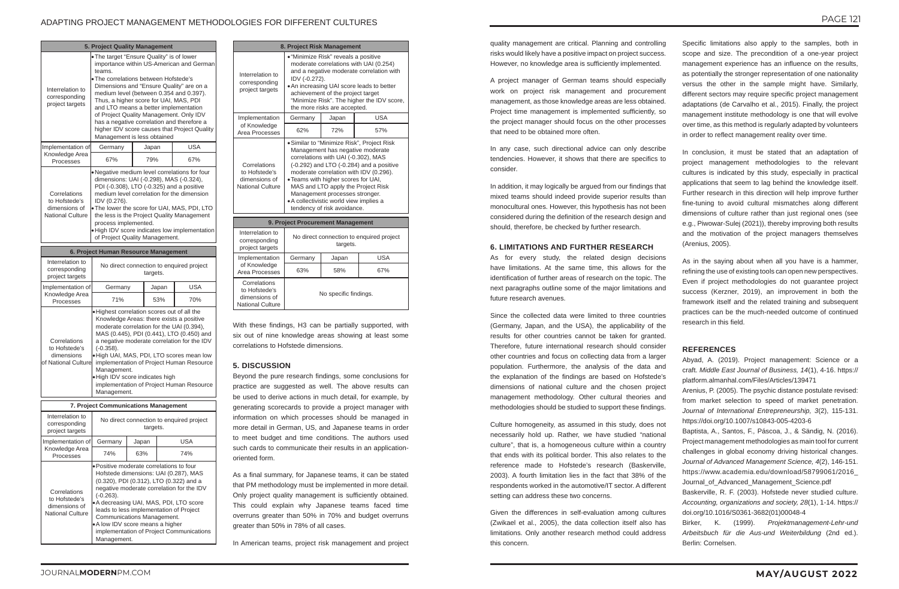| 5. Project Quality Management | | | |
|---|---|---|---|
| Interrelation to corresponding project targets | • The target "Ensure Quality" is of lower importance within US-American and German teams.<br>• The correlations between Hofstede's Dimensions and "Ensure Quality" are on a medium level (between 0.354 and 0.397). Thus, a higher score for UAI, MAS, PDI and LTO means a better implementation of Project Quality Management. Only IDV has a negative correlation and therefore a higher IDV score causes that Project Quality Management is less obtained | | |
| Implementation of Knowledge Area Processes | Germany | Japan | USA |
| | 67% | 79% | 67% |
| Correlations to Hofstede's dimensions of National Culture | • Negative medium level correlations for four dimensions: UAI (-0.298), MAS (-0.324), PDI (-0.308), LTO (-0.325) and a positive medium level correlation for the dimension IDV (0.276).<br>• The lower the score for UAI, MAS, PDI, LTO the less is the Project Quality Management process implemented.<br>• High IDV score indicates low implementation of Project Quality Management. | | |

| 6. Project Human Resource Management | | | |
|---|---|---|---|
| Interrelation to corresponding project targets | No direct connection to enquired project targets. | | |
| Implementation of Knowledge Area Processes | Germany | Japan | USA |
| | 71% | 53% | 70% |
| Correlations to Hofstede's dimensions of National Culture | • Highest correlation scores out of all the Knowledge Areas: there exists a positive moderate correlation for the UAI (0.394), MAS (0.445), PDI (0.441), LTO (0.450) and a negative moderate correlation for the IDV (-0.358).<br>• High UAI, MAS, PDI, LTO scores mean low implementation of Project Human Resource Management.<br>• High IDV score indicates high implementation of Project Human Resource Management. | | |

| 7. Project Communications Management | | | |
|---|---|---|---|
| Interrelation to corresponding project targets | No direct connection to enquired project targets. | | |
| Implementation of Knowledge Area Processes | Germany | Japan | USA |
| | 74% | 63% | 74% |
| Correlations to Hofstede's dimensions of National Culture | • Positive moderate correlations to four Hofstede dimensions: UAI (0.287), MAS (0.320), PDI (0.312), LTO (0.322) and a negative moderate correlation for the IDV (-0.263).<br>• A decreasing UAI, MAS, PDI, LTO score leads to less implementation of Project Communications Management.<br>• A low IDV score means a higher implementation of Project Communications Management. | | |

| 8. Project Risk Management | | | |
|---|---|---|---|
| Interrelation to corresponding project targets | • "Minimize Risk" reveals a positive moderate correlations with UAI (0.254) and a negative moderate correlation with IDV (-0.272).<br>• An increasing UAI score leads to better achievement of the project target "Minimize Risk". The higher the IDV score, the more risks are accepted. | | |
| Implementation of Knowledge Area Processes | Germany | Japan | USA |
| | 62% | 72% | 57% |
| Correlations to Hofstede's dimensions of National Culture | • Similar to "Minimize Risk", Project Risk Management has negative moderate correlations with UAI (-0.302), MAS (-0.292) and LTO (-0.284) and a positive moderate correlation with IDV (0.296).<br>• Teams with higher scores for UAI, MAS and LTO apply the Project Risk Management processes stronger.<br>• A collectivistic world view implies a tendency of risk avoidance. | | |

| 9. Project Procurement Management | | | |
|---|---|---|---|
| Interrelation to corresponding project targets | No direct connection to enquired project targets. | | |
| Implementation of Knowledge Area Processes | Germany | Japan | USA |
| | 63% | 58% | 67% |
| Correlations to Hofstede's dimensions of National Culture | No specific findings. | | |

With these findings, H3 can be partially supported, with six out of nine knowledge areas showing at least some correlations to Hofstede dimensions.

## 5. DISCUSSION

Beyond the pure research findings, some conclusions for practice are suggested as well. The above results can be used to derive actions in much detail, for example, by generating scorecards to provide a project manager with information on which processes should be managed in more detail in German, US, and Japanese teams in order to meet budget and time conditions. The authors used such cards to communicate their results in an application-oriented form.

As a final summary, for Japanese teams, it can be stated that PM methodology must be implemented in more detail. Only project quality management is sufficiently obtained. This could explain why Japanese teams faced time overruns greater than 50% in 70% and budget overruns greater than 50% in 78% of all cases.

In American teams, project risk management and project quality management are critical. Planning and controlling risks would likely have a positive impact on project success. However, no knowledge area is sufficiently implemented.

A project manager of German teams should especially work on project risk management and procurement management, as those knowledge areas are less obtained. Project time management is implemented sufficiently, so the project manager should focus on the other processes that need to be obtained more often.

In any case, such directional advice can only describe tendencies. However, it shows that there are specifics to consider.

In addition, it may logically be argued from our findings that mixed teams should indeed provide superior results than monocultural ones. However, this hypothesis has not been considered during the definition of the research design and should, therefore, be checked by further research.

## 6. LIMITATIONS AND FURTHER RESEARCH

As for every study, the related design decisions have limitations. At the same time, this allows for the identification of further areas of research on the topic. The next paragraphs outline some of the major limitations and future research avenues.

Since the collected data were limited to three countries (Germany, Japan, and the USA), the applicability of the results for other countries cannot be taken for granted. Therefore, future international research should consider other countries and focus on collecting data from a larger population. Furthermore, the analysis of the data and the explanation of the findings are based on Hofstede's dimensions of national culture and the chosen project management methodology. Other cultural theories and methodologies should be studied to support these findings.

Culture homogeneity, as assumed in this study, does not necessarily hold up. Rather, we have studied "national culture", that is, a homogeneous culture within a country that ends with its political border. This also relates to the reference made to Hofstede's research (Baskerville, 2003). A fourth limitation lies in the fact that 38% of the respondents worked in the automotive/IT sector. A different setting can address these two concerns.

Given the differences in self-evaluation among cultures (Zwikael et al., 2005), the data collection itself also has limitations. Only another research method could address this concern.

Specific limitations also apply to the samples, both in scope and size. The precondition of a one-year project management experience has an influence on the results, as potentially the stronger representation of one nationality versus the other in the sample might have. Similarly, different sectors may require specific project management adaptations (de Carvalho et al., 2015). Finally, the project management institute methodology is one that will evolve over time, as this method is regularly adapted by volunteers in order to reflect management reality over time.

In conclusion, it must be stated that an adaptation of project management methodologies to the relevant cultures is indicated by this study, especially in practical applications that seem to lag behind the knowledge itself. Further research in this direction will help improve further fine-tuning to avoid cultural mismatches along different dimensions of culture rather than just regional ones (see e.g., Piwowar-Sulej (2021)), thereby improving both results and the motivation of the project managers themselves (Arenius, 2005).

As in the saying about when all you have is a hammer, refining the use of existing tools can open new perspectives. Even if project methodologies do not guarantee project success (Kerzner, 2019), an improvement in both the framework itself and the related training and subsequent practices can be the much-needed outcome of continued research in this field.

## REFERENCES

Abyad, A. (2019). Project management: Science or a craft. *Middle East Journal of Business, 14*(1), 4-16. https://platform.almanhal.com/Files/Articles/139471

Arenius, P. (2005). The psychic distance postulate revised: from market selection to speed of market penetration. *Journal of International Entrepreneurship, 3*(2), 115-131. https://doi.org/10.1007/s10843-005-4203-6

Baptista, A., Santos, F., Páscoa, J., & Sändig, N. (2016). Project management methodologies as main tool for current challenges in global economy driving historical changes. *Journal of Advanced Management Science, 4*(2), 146-151. https://www.academia.edu/download/58799061/2016_Journal_of_Advanced_Management_Science.pdf

Baskerville, R. F. (2003). Hofstede never studied culture. *Accounting, organizations and society, 28*(1), 1-14. https://doi.org/10.1016/S0361-3682(01)00048-4

Birker, K. (1999). *Projektmanagement-Lehr-und Arbeitsbuch für die Aus-und Weiterbildung* (2nd ed.). Berlin: Cornelsen.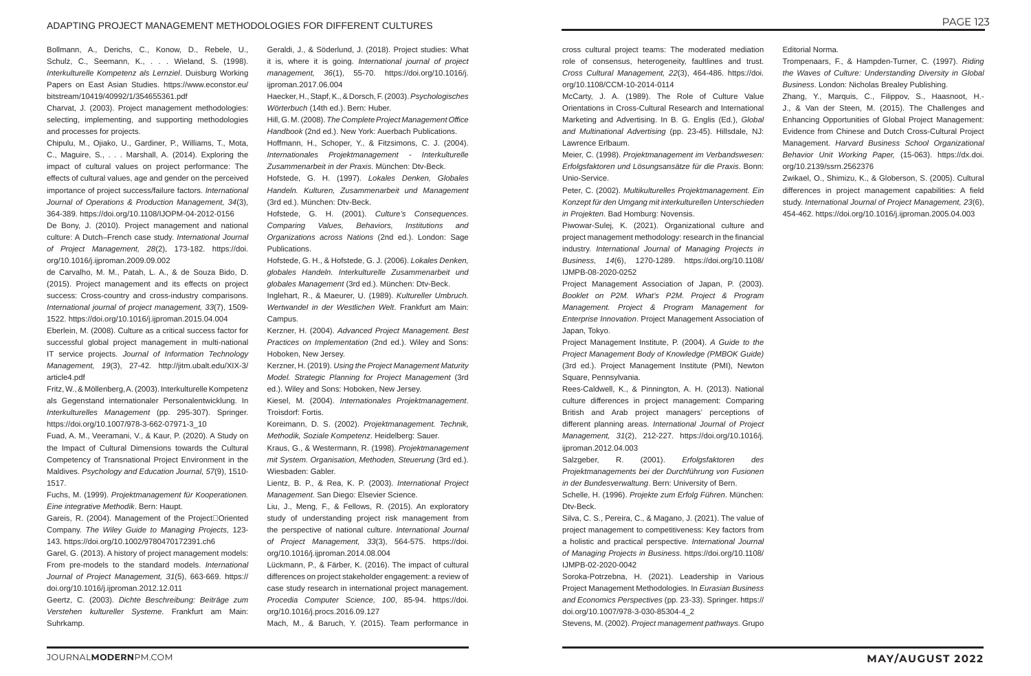Bollmann, A., Derichs, C., Konow, D., Rebele, U., Schulz, C., Seemann, K., . . . Wieland, S. (1998). *Interkulturelle Kompetenz als Lernziel*. Duisburg Working Papers on East Asian Studies. https://www.econstor.eu/bitstream/10419/40992/1/354655361.pdf

Charvat, J. (2003). Project management methodologies: selecting, implementing, and supporting methodologies and processes for projects.

Chipulu, M., Ojiako, U., Gardiner, P., Williams, T., Mota, C., Maguire, S., . . . Marshall, A. (2014). Exploring the impact of cultural values on project performance: The effects of cultural values, age and gender on the perceived importance of project success/failure factors. *International Journal of Operations & Production Management, 34*(3), 364-389. https://doi.org/10.1108/IJOPM-04-2012-0156

De Bony, J. (2010). Project management and national culture: A Dutch–French case study. *International Journal of Project Management, 28*(2), 173-182. https://doi.org/10.1016/j.ijproman.2009.09.002

de Carvalho, M. M., Patah, L. A., & de Souza Bido, D. (2015). Project management and its effects on project success: Cross-country and cross-industry comparisons. *International journal of project management, 33*(7), 1509-1522. https://doi.org/10.1016/j.ijproman.2015.04.004

Eberlein, M. (2008). Culture as a critical success factor for successful global project management in multi-national IT service projects. *Journal of Information Technology Management, 19*(3), 27-42. http://jitm.ubalt.edu/XIX-3/article4.pdf

Fritz, W., & Möllenberg, A. (2003). Interkulturelle Kompetenz als Gegenstand internationaler Personalentwicklung. In *Interkulturelles Management* (pp. 295-307). Springer. https://doi.org/10.1007/978-3-662-07971-3_10

Fuad, A. M., Veeramani, V., & Kaur, P. (2020). A Study on the Impact of Cultural Dimensions towards the Cultural Competency of Transnational Project Environment in the Maldives. *Psychology and Education Journal, 57*(9), 1510-1517.

Fuchs, M. (1999). *Projektmanagement für Kooperationen. Eine integrative Methodik*. Bern: Haupt.

Gareis, R. (2004). Management of the Project□Oriented Company. *The Wiley Guide to Managing Projects*, 123-143. https://doi.org/10.1002/9780470172391.ch6

Garel, G. (2013). A history of project management models: From pre-models to the standard models. *International Journal of Project Management, 31*(5), 663-669. https://doi.org/10.1016/j.ijproman.2012.12.011

Geertz, C. (2003). *Dichte Beschreibung: Beiträge zum Verstehen kultureller Systeme*. Frankfurt am Main: Suhrkamp.

Geraldi, J., & Söderlund, J. (2018). Project studies: What it is, where it is going. *International journal of project management, 36*(1), 55-70. https://doi.org/10.1016/j.ijproman.2017.06.004

Haecker, H., Stapf, K., & Dorsch, F. (2003). *Psychologisches Wörterbuch* (14th ed.). Bern: Huber.

Hill, G. M. (2008). *The Complete Project Management Office Handbook* (2nd ed.). New York: Auerbach Publications.

Hoffmann, H., Schoper, Y., & Fitzsimons, C. J. (2004). *Internationales Projektmanagement - Interkulturelle Zusammenarbeit in der Praxis*. München: Dtv-Beck.

Hofstede, G. H. (1997). *Lokales Denken, Globales Handeln. Kulturen, Zusammenarbeit und Management* (3rd ed.). München: Dtv-Beck.

Hofstede, G. H. (2001). *Culture's Consequences. Comparing Values, Behaviors, Institutions and Organizations across Nations* (2nd ed.). London: Sage Publications.

Hofstede, G. H., & Hofstede, G. J. (2006). *Lokales Denken, globales Handeln. Interkulturelle Zusammenarbeit und globales Management* (3rd ed.). München: Dtv-Beck.

Inglehart, R., & Maeurer, U. (1989). *Kultureller Umbruch. Wertwandel in der Westlichen Welt*. Frankfurt am Main: Campus.

Kerzner, H. (2004). *Advanced Project Management. Best Practices on Implementation* (2nd ed.). Wiley and Sons: Hoboken, New Jersey.

Kerzner, H. (2019). *Using the Project Management Maturity Model. Strategic Planning for Project Management* (3rd ed.). Wiley and Sons: Hoboken, New Jersey.

Kiesel, M. (2004). *Internationales Projektmanagement*. Troisdorf: Fortis.

Koreimann, D. S. (2002). *Projektmanagement. Technik, Methodik, Soziale Kompetenz*. Heidelberg: Sauer.

Kraus, G., & Westermann, R. (1998). *Projektmanagement mit System. Organisation, Methoden, Steuerung* (3rd ed.). Wiesbaden: Gabler.

Lientz, B. P., & Rea, K. P. (2003). *International Project Management*. San Diego: Elsevier Science.

Liu, J., Meng, F., & Fellows, R. (2015). An exploratory study of understanding project risk management from the perspective of national culture. *International Journal of Project Management, 33*(3), 564-575. https://doi.org/10.1016/j.ijproman.2014.08.004

Lückmann, P., & Färber, K. (2016). The impact of cultural differences on project stakeholder engagement: a review of case study research in international project management. *Procedia Computer Science, 100*, 85-94. https://doi.org/10.1016/j.procs.2016.09.127

Mach, M., & Baruch, Y. (2015). Team performance in cross cultural project teams: The moderated mediation role of consensus, heterogeneity, faultlines and trust. *Cross Cultural Management, 22*(3), 464-486. https://doi.org/10.1108/CCM-10-2014-0114

McCarty, J. A. (1989). The Role of Culture Value Orientations in Cross-Cultural Research and International Marketing and Advertising. In B. G. Englis (Ed.), *Global and Multinational Advertising* (pp. 23-45). Hillsdale, NJ: Lawrence Erlbaum.

Meier, C. (1998). *Projektmanagement im Verbandswesen: Erfolgsfaktoren und Lösungsansätze für die Praxis*. Bonn: Unio-Service.

Peter, C. (2002). *Multikulturelles Projektmanagement. Ein Konzept für den Umgang mit interkulturellen Unterschieden in Projekten*. Bad Homburg: Novensis.

Piwowar-Sulej, K. (2021). Organizational culture and project management methodology: research in the financial industry. *International Journal of Managing Projects in Business, 14*(6), 1270-1289. https://doi.org/10.1108/IJMPB-08-2020-0252

Project Management Association of Japan, P. (2003). *Booklet on P2M. What's P2M. Project & Program Management. Project & Program Management for Enterprise Innovation*. Project Management Association of Japan, Tokyo.

Project Management Institute, P. (2004). *A Guide to the Project Management Body of Knowledge (PMBOK Guide)* (3rd ed.). Project Management Institute (PMI), Newton Square, Pennsylvania.

Rees-Caldwell, K., & Pinnington, A. H. (2013). National culture differences in project management: Comparing British and Arab project managers' perceptions of different planning areas. *International Journal of Project Management, 31*(2), 212-227. https://doi.org/10.1016/j.ijproman.2012.04.003

Salzgeber, R. (2001). *Erfolgsfaktoren des Projektmanagements bei der Durchführung von Fusionen in der Bundesverwaltung*. Bern: University of Bern.

Schelle, H. (1996). *Projekte zum Erfolg Führen*. München: Dtv-Beck.

Silva, C. S., Pereira, C., & Magano, J. (2021). The value of project management to competitiveness: Key factors from a holistic and practical perspective. *International Journal of Managing Projects in Business*. https://doi.org/10.1108/IJMPB-02-2020-0042

Soroka-Potrzebna, H. (2021). Leadership in Various Project Management Methodologies. In *Eurasian Business and Economics Perspectives* (pp. 23-33). Springer. https://doi.org/10.1007/978-3-030-85304-4_2

Stevens, M. (2002). *Project management pathways*. Grupo Editorial Norma.

Trompenaars, F., & Hampden-Turner, C. (1997). *Riding the Waves of Culture: Understanding Diversity in Global Business*. London: Nicholas Brealey Publishing.

Zhang, Y., Marquis, C., Filippov, S., Haasnoot, H.-J., & Van der Steen, M. (2015). The Challenges and Enhancing Opportunities of Global Project Management: Evidence from Chinese and Dutch Cross-Cultural Project Management. *Harvard Business School Organizational Behavior Unit Working Paper,* (15-063). https://dx.doi.org/10.2139/ssrn.2562376

Zwikael, O., Shimizu, K., & Globerson, S. (2005). Cultural differences in project management capabilities: A field study. *International Journal of Project Management, 23*(6), 454-462. https://doi.org/10.1016/j.ijproman.2005.04.003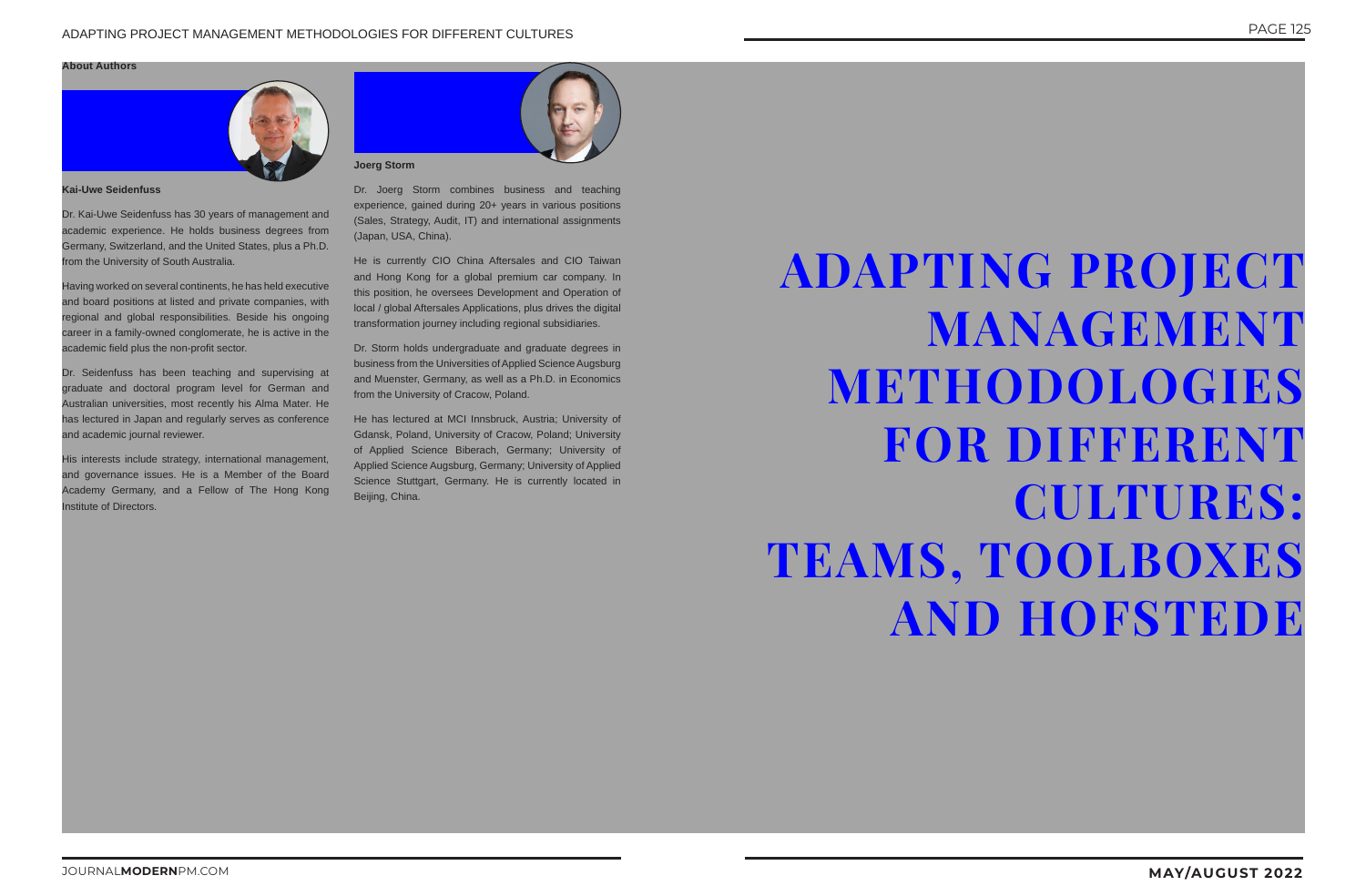# ADAPTING PROJECT MANAGEMENT METHODOLOGIES FOR DIFFERENT CULTURES: TEAMS, TOOLBOXES AND HOFSTEDE

**About Authors**

**Kai-Uwe Seidenfuss**

Dr. Kai-Uwe Seidenfuss has 30 years of management and academic experience. He holds business degrees from Germany, Switzerland, and the United States, plus a Ph.D. from the University of South Australia.

Having worked on several continents, he has held executive and board positions at listed and private companies, with regional and global responsibilities. Beside his ongoing career in a family-owned conglomerate, he is active in the academic field plus the non-profit sector.

Dr. Seidenfuss has been teaching and supervising at graduate and doctoral program level for German and Australian universities, most recently his Alma Mater. He has lectured in Japan and regularly serves as conference and academic journal reviewer.

His interests include strategy, international management, and governance issues. He is a Member of the Board Academy Germany, and a Fellow of The Hong Kong Institute of Directors.

**Joerg Storm**

Dr. Joerg Storm combines business and teaching experience, gained during 20+ years in various positions (Sales, Strategy, Audit, IT) and international assignments (Japan, USA, China).

He is currently CIO China Aftersales and CIO Taiwan and Hong Kong for a global premium car company. In this position, he oversees Development and Operation of local / global Aftersales Applications, plus drives the digital transformation journey including regional subsidiaries.

Dr. Storm holds undergraduate and graduate degrees in business from the Universities of Applied Science Augsburg and Muenster, Germany, as well as a Ph.D. in Economics from the University of Cracow, Poland.

He has lectured at MCI Innsbruck, Austria; University of Gdansk, Poland, University of Cracow, Poland; University of Applied Science Biberach, Germany; University of Applied Science Augsburg, Germany; University of Applied Science Stuttgart, Germany. He is currently located in Beijing, China.